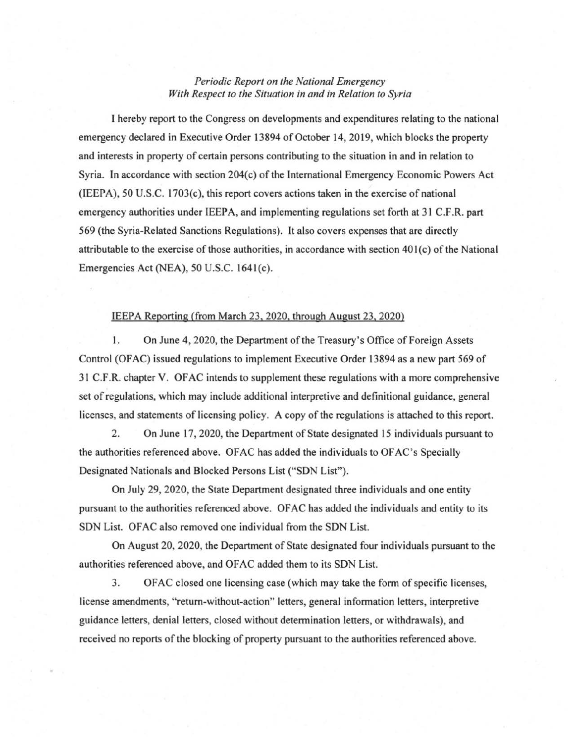*Periodic Report on the National Emergency*
*With Respect to the Situation in and in Relation to Syria*

I hereby report to the Congress on developments and expenditures relating to the national emergency declared in Executive Order 13894 of October 14, 2019, which blocks the property and interests in property of certain persons contributing to the situation in and in relation to Syria. In accordance with section 204(c) of the International Emergency Economic Powers Act (IEEPA), 50 U.S.C. 1703(c), this report covers actions taken in the exercise of national emergency authorities under IEEPA, and implementing regulations set forth at 31 C.F.R. part 569 (the Syria-Related Sanctions Regulations). It also covers expenses that are directly attributable to the exercise of those authorities, in accordance with section 401(c) of the National Emergencies Act (NEA), 50 U.S.C. 1641(c).

<u>IEEPA Reporting (from March 23, 2020, through August 23, 2020)</u>

1. On June 4, 2020, the Department of the Treasury's Office of Foreign Assets Control (OFAC) issued regulations to implement Executive Order 13894 as a new part 569 of 31 C.F.R. chapter V. OFAC intends to supplement these regulations with a more comprehensive set of regulations, which may include additional interpretive and definitional guidance, general licenses, and statements of licensing policy. A copy of the regulations is attached to this report.

2. On June 17, 2020, the Department of State designated 15 individuals pursuant to the authorities referenced above. OFAC has added the individuals to OFAC's Specially Designated Nationals and Blocked Persons List ("SDN List").

On July 29, 2020, the State Department designated three individuals and one entity pursuant to the authorities referenced above. OFAC has added the individuals and entity to its SDN List. OFAC also removed one individual from the SDN List.

On August 20, 2020, the Department of State designated four individuals pursuant to the authorities referenced above, and OFAC added them to its SDN List.

3. OFAC closed one licensing case (which may take the form of specific licenses, license amendments, "return-without-action" letters, general information letters, interpretive guidance letters, denial letters, closed without determination letters, or withdrawals), and received no reports of the blocking of property pursuant to the authorities referenced above.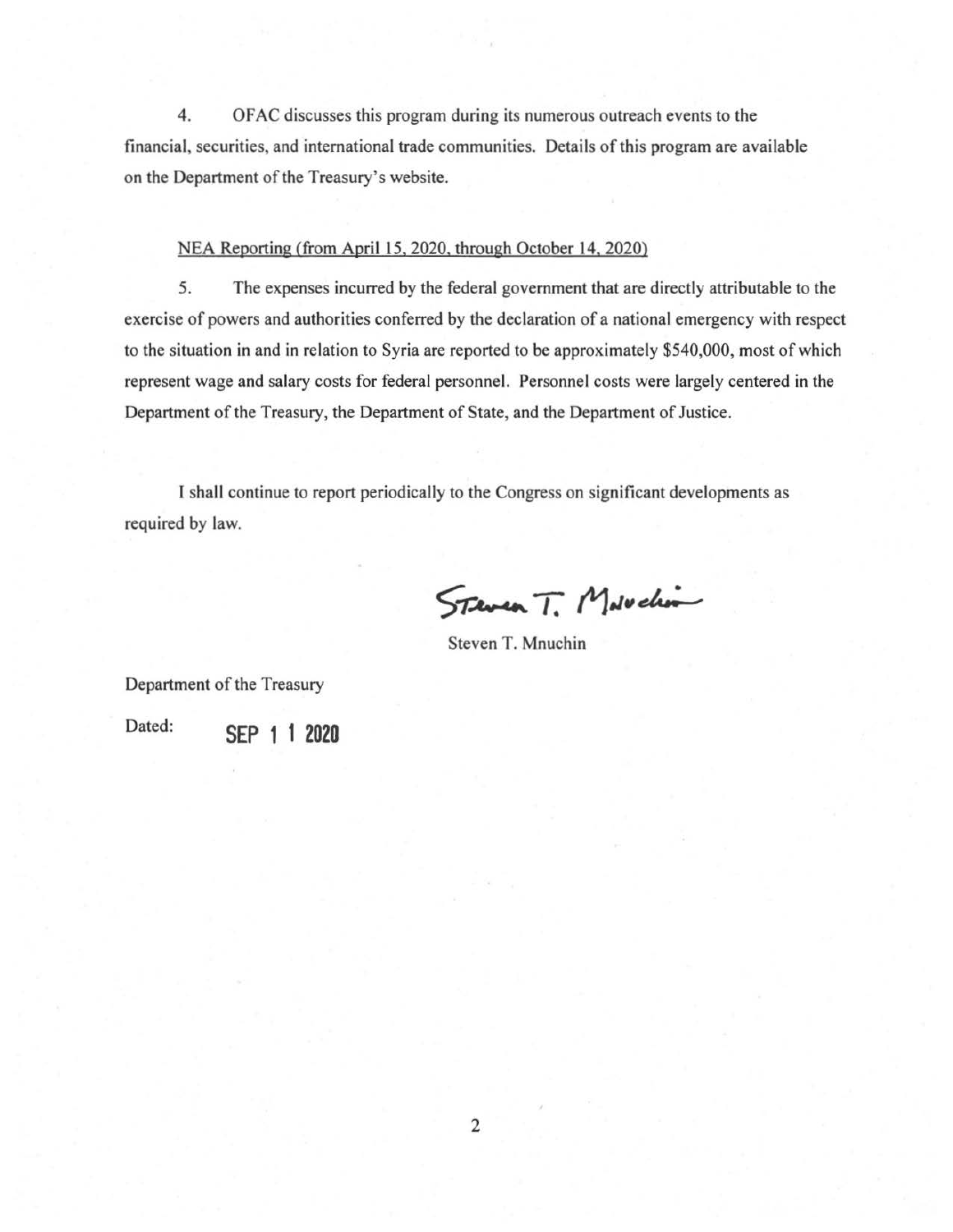4. OFAC discusses this program during its numerous outreach events to the financial, securities, and international trade communities. Details of this program are available on the Department of the Treasury's website.

<u>NEA Reporting (from April 15, 2020, through October 14, 2020)</u>

5. The expenses incurred by the federal government that are directly attributable to the exercise of powers and authorities conferred by the declaration of a national emergency with respect to the situation in and in relation to Syria are reported to be approximately $540,000, most of which represent wage and salary costs for federal personnel. Personnel costs were largely centered in the Department of the Treasury, the Department of State, and the Department of Justice.

I shall continue to report periodically to the Congress on significant developments as required by law.

Steven T. Mnuchin

Department of the Treasury

Dated: SEP 11 2020